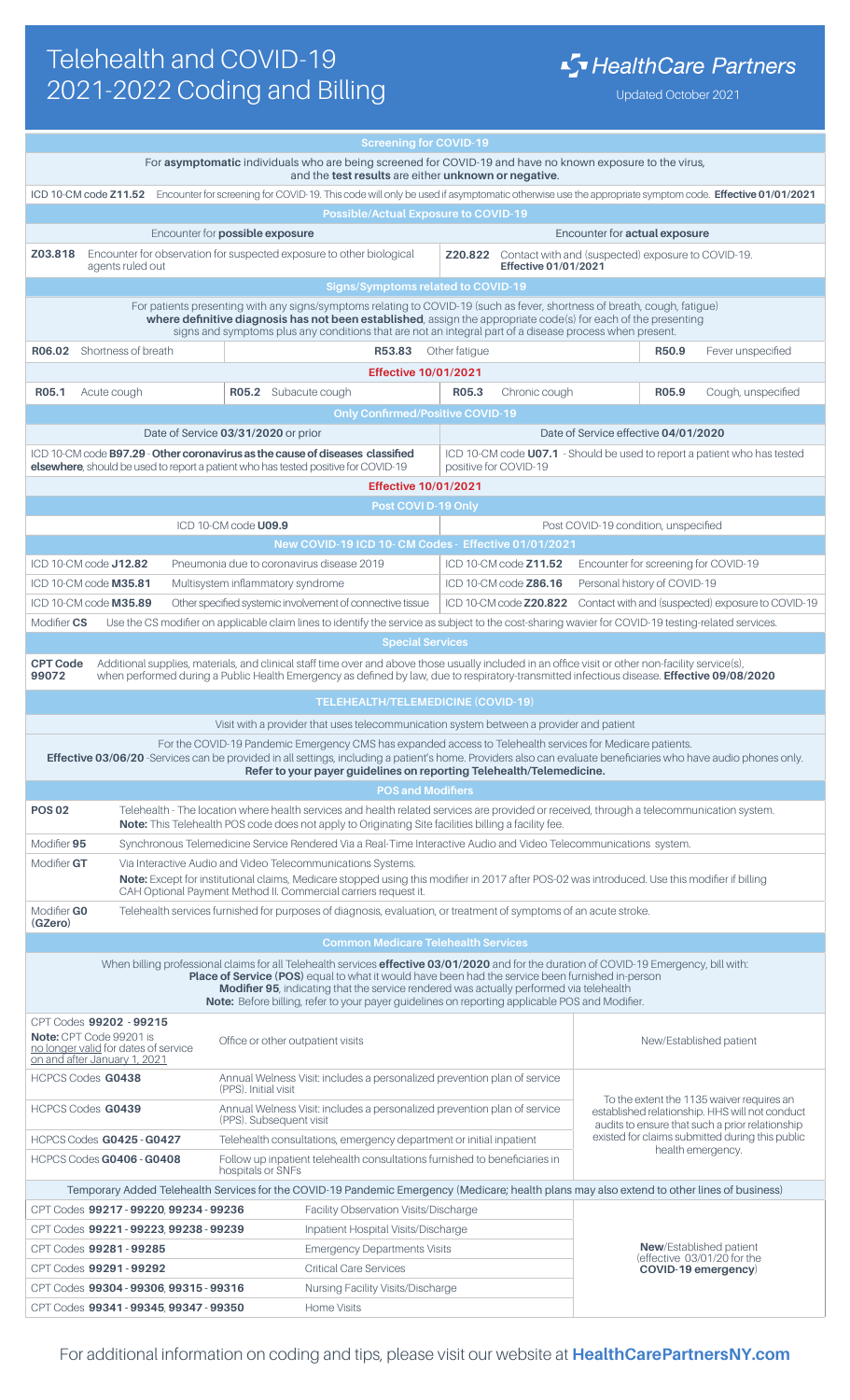# Telehealth and COVID-19 2021-2022 Coding and Billing

**HealthCare Partners**

Updated October 2021

## Screening for COVID-19

For **asymptomatic** individuals who are being screened for COVID-19 and have no known exposure to the virus, and the **test results** are either **unknown or negative**.

ICD 10-CM code **Z11.52** Encounter for screening for COVID-19. This code will only be used if asymptomatic otherwise use the appropriate symptom code. **Effective 01/01/2021**

## Possible/Actual Exposure to COVID-19

| Encounter for **possible exposure** | Encounter for **actual exposure** |
|---|---|
| **Z03.818** Encounter for observation for suspected exposure to other biological agents ruled out | **Z20.822** Contact with and (suspected) exposure to COVID-19. **Effective 01/01/2021** |

## Signs/Symptoms related to COVID-19

For patients presenting with any signs/symptoms relating to COVID-19 (such as fever, shortness of breath, cough, fatigue) **where definitive diagnosis has not been established**, assign the appropriate code(s) for each of the presenting signs and symptoms plus any conditions that are not an integral part of a disease process when present.

| | | | | | |
|---|---|---|---|---|---|
| **R06.02** | Shortness of breath | **R53.83** | Other fatigue | **R50.9** | Fever unspecified |

**Effective 10/01/2021**

| | | | | | | | |
|---|---|---|---|---|---|---|---|
| **R05.1** | Acute cough | **R05.2** | Subacute cough | **R05.3** | Chronic cough | **R05.9** | Cough, unspecified |

## Only Confirmed/Positive COVID-19

| Date of Service **03/31/2020** or prior | Date of Service effective **04/01/2020** |
|---|---|
| ICD 10-CM code **B97.29 - Other coronavirus as the cause of diseases classified elsewhere**, should be used to report a patient who has tested positive for COVID-19 | ICD 10-CM code **U07.1** - Should be used to report a patient who has tested positive for COVID-19 |

**Effective 10/01/2021**

## Post COVID-19 Only

| | |
|---|---|
| ICD 10-CM code **U09.9** | Post COVID-19 condition, unspecified |

## New COVID-19 ICD 10- CM Codes - Effective 01/01/2021

| | | | |
|---|---|---|---|
| ICD 10-CM code **J12.82** | Pneumonia due to coronavirus disease 2019 | ICD 10-CM code **Z11.52** | Encounter for screening for COVID-19 |
| ICD 10-CM code **M35.81** | Multisystem inflammatory syndrome | ICD 10-CM code **Z86.16** | Personal history of COVID-19 |
| ICD 10-CM code **M35.89** | Other specified systemic involvement of connective tissue | ICD 10-CM code **Z20.822** | Contact with and (suspected) exposure to COVID-19 |

Modifier **CS** Use the CS modifier on applicable claim lines to identify the service as subject to the cost-sharing wavier for COVID-19 testing-related services.

## Special Services

**CPT Code 99072** Additional supplies, materials, and clinical staff time over and above those usually included in an office visit or other non-facility service(s), when performed during a Public Health Emergency as defined by law, due to respiratory-transmitted infectious disease. **Effective 09/08/2020**

## TELEHEALTH/TELEMEDICINE (COVID-19)

Visit with a provider that uses telecommunication system between a provider and patient

For the COVID-19 Pandemic Emergency CMS has expanded access to Telehealth services for Medicare patients.
**Effective 03/06/20** -Services can be provided in all settings, including a patient's home. Providers also can evaluate beneficiaries who have audio phones only.
**Refer to your payer guidelines on reporting Telehealth/Telemedicine.**

## POS and Modifiers

| | |
|---|---|
| **POS 02** | Telehealth - The location where health services and health related services are provided or received, through a telecommunication system. **Note:** This Telehealth POS code does not apply to Originating Site facilities billing a facility fee. |
| Modifier **95** | Synchronous Telemedicine Service Rendered Via a Real-Time Interactive Audio and Video Telecommunications system. |
| Modifier **GT** | Via Interactive Audio and Video Telecommunications Systems. **Note:** Except for institutional claims, Medicare stopped using this modifier in 2017 after POS-02 was introduced. Use this modifier if billing CAH Optional Payment Method II. Commercial carriers request it. |
| Modifier **G0** (**GZero**) | Telehealth services furnished for purposes of diagnosis, evaluation, or treatment of symptoms of an acute stroke. |

## Common Medicare Telehealth Services

When billing professional claims for all Telehealth services **effective 03/01/2020** and for the duration of COVID-19 Emergency, bill with:
**Place of Service (POS)** equal to what it would have been had the service been furnished in-person
**Modifier 95**, indicating that the service rendered was actually performed via telehealth
**Note:** Before billing, refer to your payer guidelines on reporting applicable POS and Modifier.

| | | |
|---|---|---|
| CPT Codes **99202 - 99215** **Note:** CPT Code 99201 is no longer valid for dates of service on and after January 1, 2021 | Office or other outpatient visits | New/Established patient |
| HCPCS Codes **G0438** | Annual Welness Visit: includes a personalized prevention plan of service (PPS). Initial visit | To the extent the 1135 waiver requires an established relationship. HHS will not conduct audits to ensure that such a prior relationship existed for claims submitted during this public health emergency. |
| HCPCS Codes **G0439** | Annual Welness Visit: includes a personalized prevention plan of service (PPS). Subsequent visit | |
| HCPCS Codes **G0425 - G0427** | Telehealth consultations, emergency department or initial inpatient | |
| HCPCS Codes **G0406 - G0408** | Follow up inpatient telehealth consultations furnished to beneficiaries in hospitals or SNFs | |

Temporary Added Telehealth Services for the COVID-19 Pandemic Emergency (Medicare; health plans may also extend to other lines of business)

| | | |
|---|---|---|
| CPT Codes **99217 - 99220, 99234 - 99236** | Facility Observation Visits/Discharge | **New**/Established patient (effective 03/01/20 for the **COVID-19 emergency**) |
| CPT Codes **99221 - 99223, 99238 - 99239** | Inpatient Hospital Visits/Discharge | |
| CPT Codes **99281 - 99285** | Emergency Departments Visits | |
| CPT Codes **99291 - 99292** | Critical Care Services | |
| CPT Codes **99304 - 99306, 99315 - 99316** | Nursing Facility Visits/Discharge | |
| CPT Codes **99341 - 99345, 99347 - 99350** | Home Visits | |

For additional information on coding and tips, please visit our website at **HealthCarePartnersNY.com**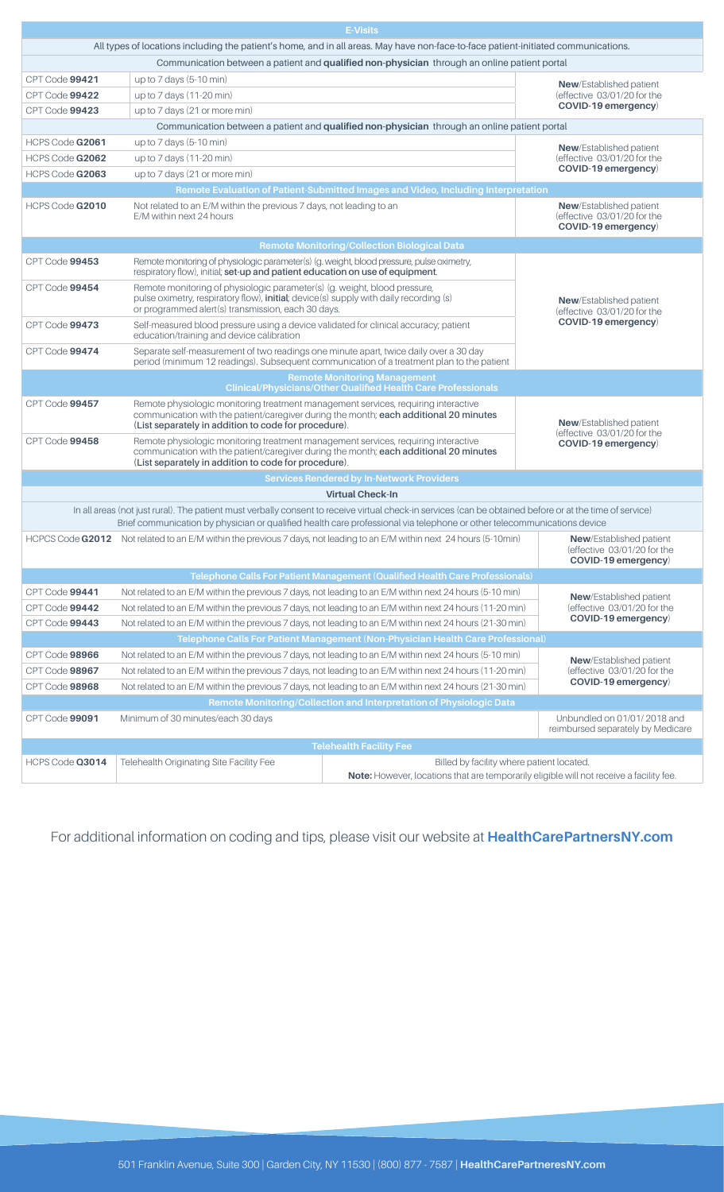| | | |
|---|---|---|
| **E-Visits** | | |
| All types of locations including the patient's home, and in all areas. May have non-face-to-face patient-initiated communications. | | |
| Communication between a patient and **qualified non-physician** through an online patient portal | | |
| CPT Code **99421** | up to 7 days (5-10 min) | **New**/Established patient (effective 03/01/20 for the **COVID-19 emergency**) |
| CPT Code **99422** | up to 7 days (11-20 min) | |
| CPT Code **99423** | up to 7 days (21 or more min) | |
| Communication between a patient and **qualified non-physician** through an online patient portal | | |
| HCPS Code **G2061** | up to 7 days (5-10 min) | **New**/Established patient (effective 03/01/20 for the **COVID-19 emergency**) |
| HCPS Code **G2062** | up to 7 days (11-20 min) | |
| HCPS Code **G2063** | up to 7 days (21 or more min) | |
| **Remote Evaluation of Patient-Submitted Images and Video, Including Interpretation** | | |
| HCPS Code **G2010** | Not related to an E/M within the previous 7 days, not leading to an E/M within next 24 hours | **New**/Established patient (effective 03/01/20 for the **COVID-19 emergency**) |
| **Remote Monitoring/Collection Biological Data** | | |
| CPT Code **99453** | Remote monitoring of physiologic parameter(s) (g. weight, blood pressure, pulse oximetry, respiratory flow), initial; **set-up and patient education on use of equipment**. | **New**/Established patient (effective 03/01/20 for the **COVID-19 emergency**) |
| CPT Code **99454** | Remote monitoring of physiologic parameter(s) (g. weight, blood pressure, pulse oximetry, respiratory flow), **initial**; device(s) supply with daily recording (s) or programmed alert(s) transmission, each 30 days. | |
| CPT Code **99473** | Self-measured blood pressure using a device validated for clinical accuracy; patient education/training and device calibration | |
| CPT Code **99474** | Separate self-measurement of two readings one minute apart, twice daily over a 30 day period (minimum 12 readings). Subsequent communication of a treatment plan to the patient | |
| **Remote Monitoring Management Clinical/Physicians/Other Qualified Health Care Professionals** | | |
| CPT Code **99457** | Remote physiologic monitoring treatment management services, requiring interactive communication with the patient/caregiver during the month; **each additional 20 minutes (List separately in addition to code for procedure)**. | **New**/Established patient (effective 03/01/20 for the **COVID-19 emergency**) |
| CPT Code **99458** | Remote physiologic monitoring treatment management services, requiring interactive communication with the patient/caregiver during the month; **each additional 20 minutes (List separately in addition to code for procedure)**. | |
| **Services Rendered by In-Network Providers** | | |
| **Virtual Check-In** | | |
| In all areas (not just rural). The patient must verbally consent to receive virtual check-in services (can be obtained before or at the time of service) Brief communication by physician or qualified health care professional via telephone or other telecommunications device | | |
| HCPCS Code **G2012** | Not related to an E/M within the previous 7 days, not leading to an E/M within next 24 hours (5-10min) | **New**/Established patient (effective 03/01/20 for the **COVID-19 emergency**) |
| **Telephone Calls For Patient Management (Qualified Health Care Professionals)** | | |
| CPT Code **99441** | Not related to an E/M within the previous 7 days, not leading to an E/M within next 24 hours (5-10 min) | **New**/Established patient (effective 03/01/20 for the **COVID-19 emergency**) |
| CPT Code **99442** | Not related to an E/M within the previous 7 days, not leading to an E/M within next 24 hours (11-20 min) | |
| CPT Code **99443** | Not related to an E/M within the previous 7 days, not leading to an E/M within next 24 hours (21-30 min) | |
| **Telephone Calls For Patient Management (Non-Physician Health Care Professional)** | | |
| CPT Code **98966** | Not related to an E/M within the previous 7 days, not leading to an E/M within next 24 hours (5-10 min) | **New**/Established patient (effective 03/01/20 for the **COVID-19 emergency**) |
| CPT Code **98967** | Not related to an E/M within the previous 7 days, not leading to an E/M within next 24 hours (11-20 min) | |
| CPT Code **98968** | Not related to an E/M within the previous 7 days, not leading to an E/M within next 24 hours (21-30 min) | |
| **Remote Monitoring/Collection and Interpretation of Physiologic Data** | | |
| CPT Code **99091** | Minimum of 30 minutes/each 30 days | Unbundled on 01/01/ 2018 and reimbursed separately by Medicare |
| **Telehealth Facility Fee** | | |
| HCPS Code **Q3014** | Telehealth Originating Site Facility Fee | Billed by facility where patient located. **Note:** However, locations that are temporarily eligible will not receive a facility fee. |

For additional information on coding and tips, please visit our website at **HealthCarePartnersNY.com**

501 Franklin Avenue, Suite 300 | Garden City, NY 11530 | (800) 877 - 7587 | **HealthCarePartneresNY.com**